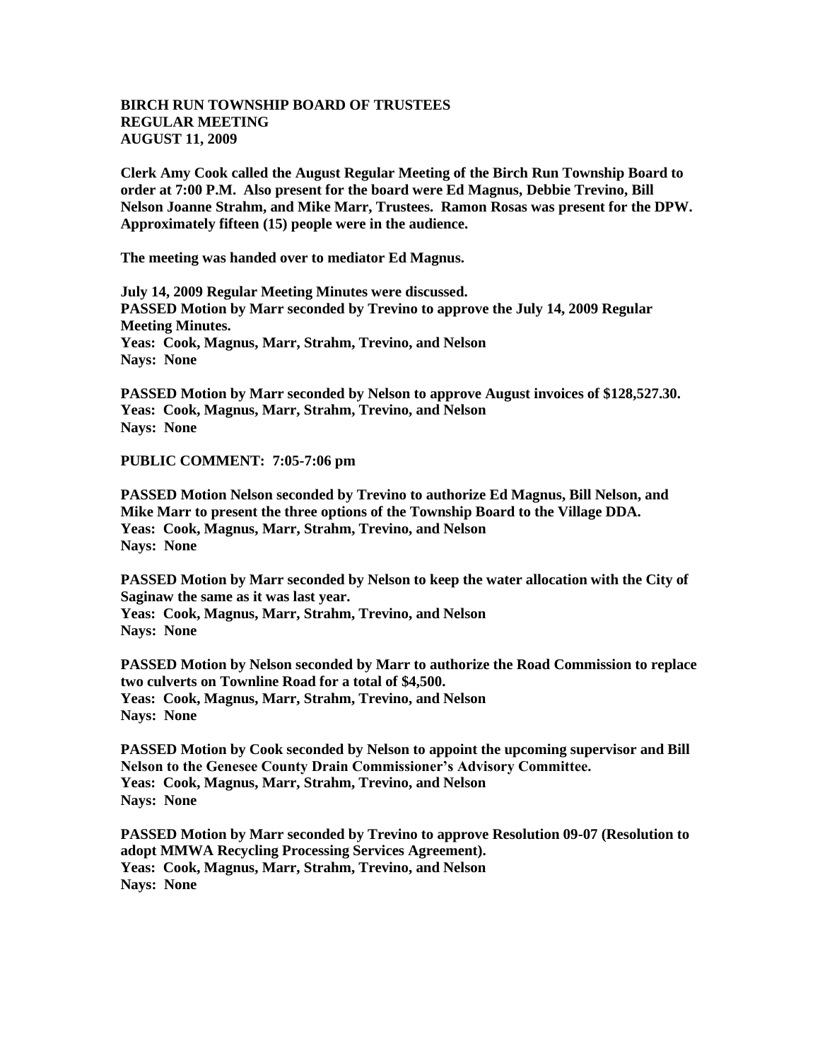**BIRCH RUN TOWNSHIP BOARD OF TRUSTEES**
**REGULAR MEETING**
**AUGUST 11, 2009**

**Clerk Amy Cook called the August Regular Meeting of the Birch Run Township Board to order at 7:00 P.M. Also present for the board were Ed Magnus, Debbie Trevino, Bill Nelson Joanne Strahm, and Mike Marr, Trustees. Ramon Rosas was present for the DPW. Approximately fifteen (15) people were in the audience.**

**The meeting was handed over to mediator Ed Magnus.**

**July 14, 2009 Regular Meeting Minutes were discussed.**
**PASSED Motion by Marr seconded by Trevino to approve the July 14, 2009 Regular Meeting Minutes.**
**Yeas: Cook, Magnus, Marr, Strahm, Trevino, and Nelson**
**Nays: None**

**PASSED Motion by Marr seconded by Nelson to approve August invoices of $128,527.30.**
**Yeas: Cook, Magnus, Marr, Strahm, Trevino, and Nelson**
**Nays: None**

**PUBLIC COMMENT: 7:05-7:06 pm**

**PASSED Motion Nelson seconded by Trevino to authorize Ed Magnus, Bill Nelson, and Mike Marr to present the three options of the Township Board to the Village DDA.**
**Yeas: Cook, Magnus, Marr, Strahm, Trevino, and Nelson**
**Nays: None**

**PASSED Motion by Marr seconded by Nelson to keep the water allocation with the City of Saginaw the same as it was last year.**
**Yeas: Cook, Magnus, Marr, Strahm, Trevino, and Nelson**
**Nays: None**

**PASSED Motion by Nelson seconded by Marr to authorize the Road Commission to replace two culverts on Townline Road for a total of $4,500.**
**Yeas: Cook, Magnus, Marr, Strahm, Trevino, and Nelson**
**Nays: None**

**PASSED Motion by Cook seconded by Nelson to appoint the upcoming supervisor and Bill Nelson to the Genesee County Drain Commissioner's Advisory Committee.**
**Yeas: Cook, Magnus, Marr, Strahm, Trevino, and Nelson**
**Nays: None**

**PASSED Motion by Marr seconded by Trevino to approve Resolution 09-07 (Resolution to adopt MMWA Recycling Processing Services Agreement).**
**Yeas: Cook, Magnus, Marr, Strahm, Trevino, and Nelson**
**Nays: None**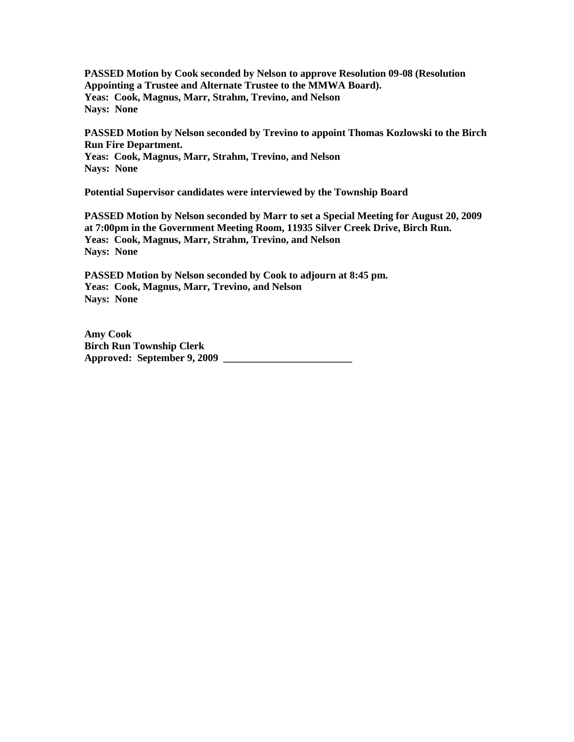**PASSED Motion by Cook seconded by Nelson to approve Resolution 09-08 (Resolution Appointing a Trustee and Alternate Trustee to the MMWA Board).**
**Yeas: Cook, Magnus, Marr, Strahm, Trevino, and Nelson**
**Nays: None**

**PASSED Motion by Nelson seconded by Trevino to appoint Thomas Kozlowski to the Birch Run Fire Department.**
**Yeas: Cook, Magnus, Marr, Strahm, Trevino, and Nelson**
**Nays: None**

**Potential Supervisor candidates were interviewed by the Township Board**

**PASSED Motion by Nelson seconded by Marr to set a Special Meeting for August 20, 2009 at 7:00pm in the Government Meeting Room, 11935 Silver Creek Drive, Birch Run.**
**Yeas: Cook, Magnus, Marr, Strahm, Trevino, and Nelson**
**Nays: None**

**PASSED Motion by Nelson seconded by Cook to adjourn at 8:45 pm.**
**Yeas: Cook, Magnus, Marr, Trevino, and Nelson**
**Nays: None**

**Amy Cook**
**Birch Run Township Clerk**
**Approved: September 9, 2009 _________________________**